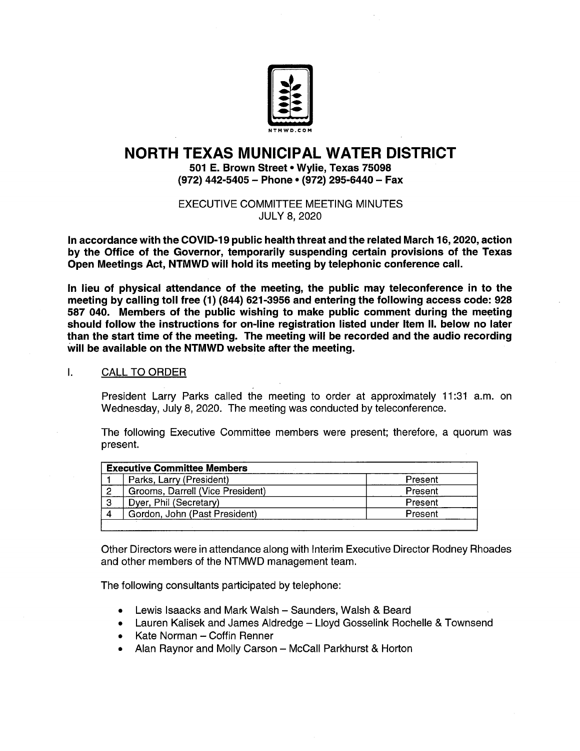NTMWD.COM

# NORTH TEXAS MUNICIPAL WATER DISTRICT

**501 E. Brown Street • Wylie, Texas 75098**
**(972) 442-5405 – Phone • (972) 295-6440 – Fax**

EXECUTIVE COMMITTEE MEETING MINUTES
JULY 8, 2020

**In accordance with the COVID-19 public health threat and the related March 16, 2020, action by the Office of the Governor, temporarily suspending certain provisions of the Texas Open Meetings Act, NTMWD will hold its meeting by telephonic conference call.**

**In lieu of physical attendance of the meeting, the public may teleconference in to the meeting by calling toll free (1) (844) 621-3956 and entering the following access code: 928 587 040. Members of the public wishing to make public comment during the meeting should follow the instructions for on-line registration listed under Item II. below no later than the start time of the meeting. The meeting will be recorded and the audio recording will be available on the NTMWD website after the meeting.**

## I. CALL TO ORDER

President Larry Parks called the meeting to order at approximately 11:31 a.m. on Wednesday, July 8, 2020. The meeting was conducted by teleconference.

The following Executive Committee members were present; therefore, a quorum was present.

| Executive Committee Members | | |
|---|---|---|
| 1 | Parks, Larry (President) | Present |
| 2 | Grooms, Darrell (Vice President) | Present |
| 3 | Dyer, Phil (Secretary) | Present |
| 4 | Gordon, John (Past President) | Present |

Other Directors were in attendance along with Interim Executive Director Rodney Rhoades and other members of the NTMWD management team.

The following consultants participated by telephone:

- Lewis Isaacks and Mark Walsh – Saunders, Walsh & Beard
- Lauren Kalisek and James Aldredge – Lloyd Gosselink Rochelle & Townsend
- Kate Norman – Coffin Renner
- Alan Raynor and Molly Carson – McCall Parkhurst & Horton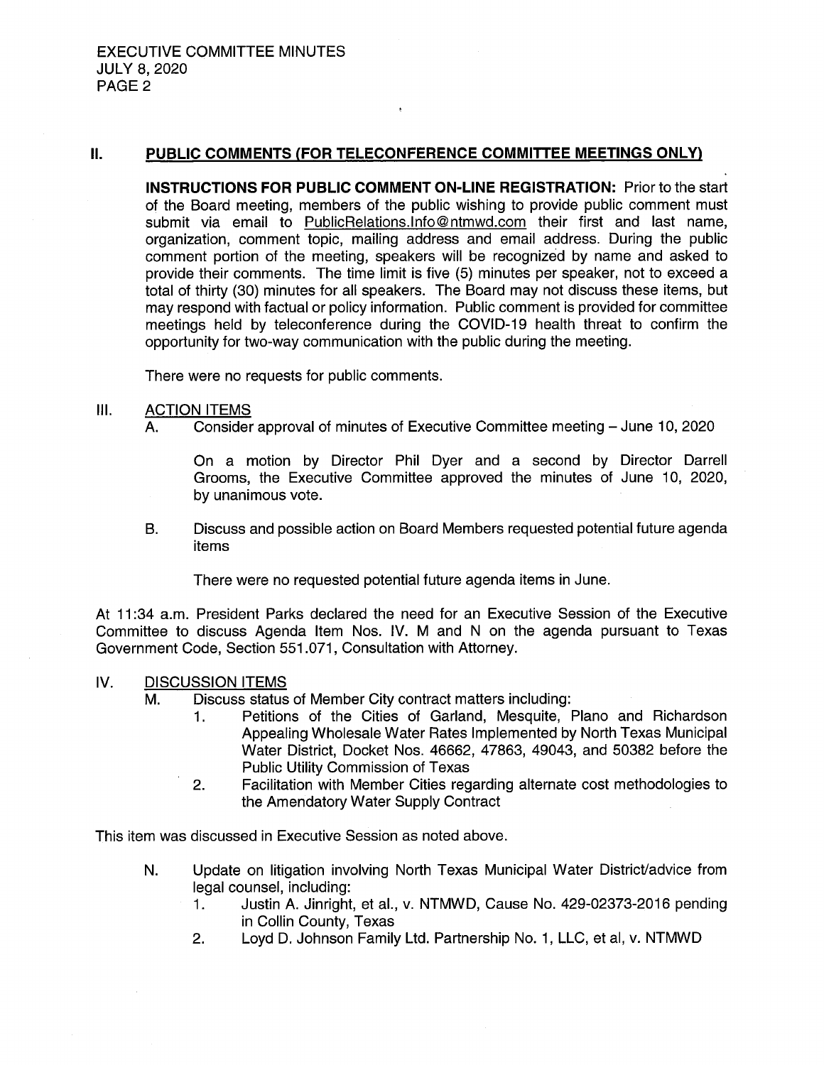## II. PUBLIC COMMENTS (FOR TELECONFERENCE COMMITTEE MEETINGS ONLY)

**INSTRUCTIONS FOR PUBLIC COMMENT ON-LINE REGISTRATION:** Prior to the start of the Board meeting, members of the public wishing to provide public comment must submit via email to PublicRelations.Info@ntmwd.com their first and last name, organization, comment topic, mailing address and email address. During the public comment portion of the meeting, speakers will be recognized by name and asked to provide their comments. The time limit is five (5) minutes per speaker, not to exceed a total of thirty (30) minutes for all speakers. The Board may not discuss these items, but may respond with factual or policy information. Public comment is provided for committee meetings held by teleconference during the COVID-19 health threat to confirm the opportunity for two-way communication with the public during the meeting.

There were no requests for public comments.

## III. ACTION ITEMS

A. Consider approval of minutes of Executive Committee meeting – June 10, 2020

On a motion by Director Phil Dyer and a second by Director Darrell Grooms, the Executive Committee approved the minutes of June 10, 2020, by unanimous vote.

B. Discuss and possible action on Board Members requested potential future agenda items

There were no requested potential future agenda items in June.

At 11:34 a.m. President Parks declared the need for an Executive Session of the Executive Committee to discuss Agenda Item Nos. IV. M and N on the agenda pursuant to Texas Government Code, Section 551.071, Consultation with Attorney.

## IV. DISCUSSION ITEMS

M. Discuss status of Member City contract matters including:
   1. Petitions of the Cities of Garland, Mesquite, Plano and Richardson Appealing Wholesale Water Rates Implemented by North Texas Municipal Water District, Docket Nos. 46662, 47863, 49043, and 50382 before the Public Utility Commission of Texas
   2. Facilitation with Member Cities regarding alternate cost methodologies to the Amendatory Water Supply Contract

This item was discussed in Executive Session as noted above.

N. Update on litigation involving North Texas Municipal Water District/advice from legal counsel, including:
   1. Justin A. Jinright, et al., v. NTMWD, Cause No. 429-02373-2016 pending in Collin County, Texas
   2. Loyd D. Johnson Family Ltd. Partnership No. 1, LLC, et al, v. NTMWD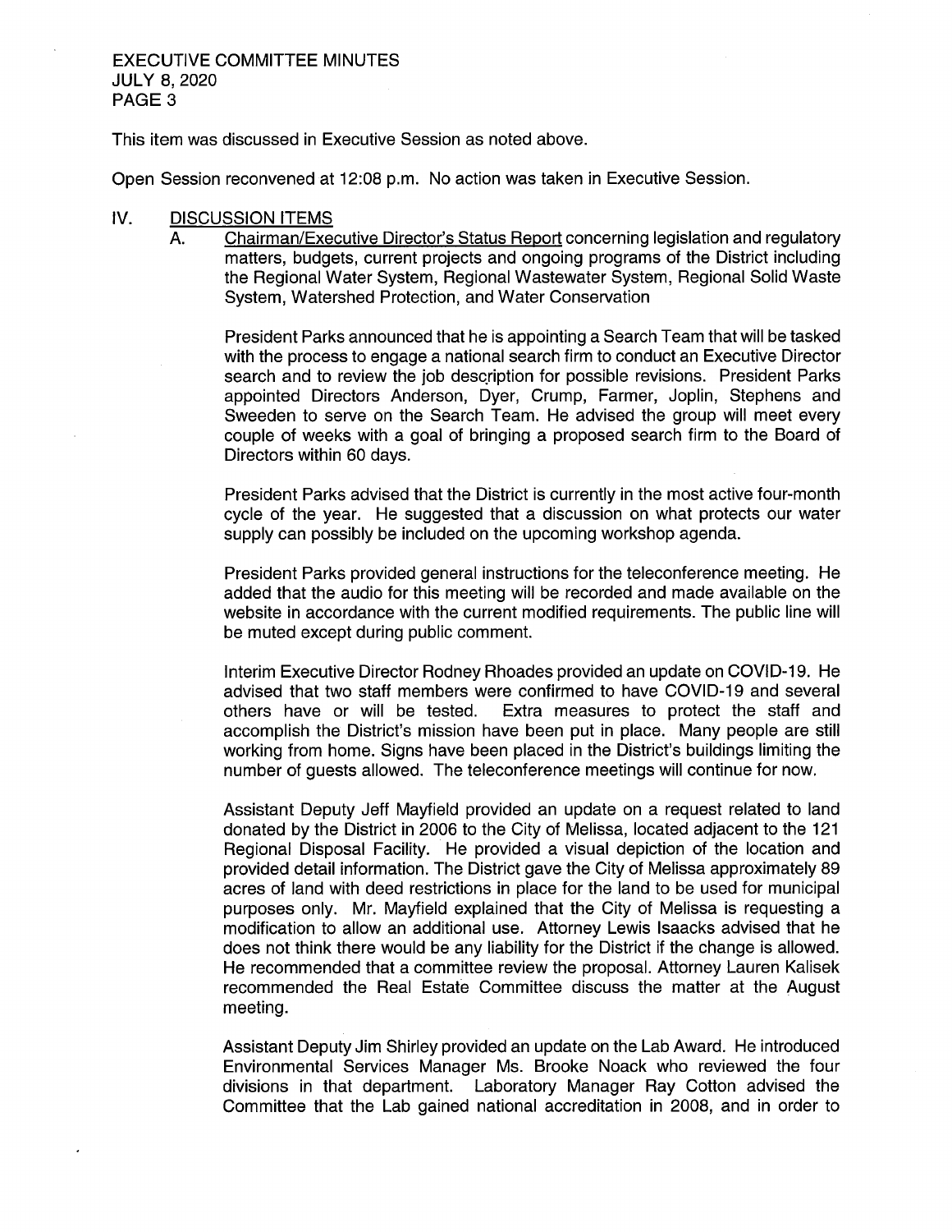This item was discussed in Executive Session as noted above.

Open Session reconvened at 12:08 p.m. No action was taken in Executive Session.

## IV. DISCUSSION ITEMS

A. Chairman/Executive Director's Status Report concerning legislation and regulatory matters, budgets, current projects and ongoing programs of the District including the Regional Water System, Regional Wastewater System, Regional Solid Waste System, Watershed Protection, and Water Conservation

President Parks announced that he is appointing a Search Team that will be tasked with the process to engage a national search firm to conduct an Executive Director search and to review the job description for possible revisions. President Parks appointed Directors Anderson, Dyer, Crump, Farmer, Joplin, Stephens and Sweeden to serve on the Search Team. He advised the group will meet every couple of weeks with a goal of bringing a proposed search firm to the Board of Directors within 60 days.

President Parks advised that the District is currently in the most active four-month cycle of the year. He suggested that a discussion on what protects our water supply can possibly be included on the upcoming workshop agenda.

President Parks provided general instructions for the teleconference meeting. He added that the audio for this meeting will be recorded and made available on the website in accordance with the current modified requirements. The public line will be muted except during public comment.

Interim Executive Director Rodney Rhoades provided an update on COVID-19. He advised that two staff members were confirmed to have COVID-19 and several others have or will be tested. Extra measures to protect the staff and accomplish the District's mission have been put in place. Many people are still working from home. Signs have been placed in the District's buildings limiting the number of guests allowed. The teleconference meetings will continue for now.

Assistant Deputy Jeff Mayfield provided an update on a request related to land donated by the District in 2006 to the City of Melissa, located adjacent to the 121 Regional Disposal Facility. He provided a visual depiction of the location and provided detail information. The District gave the City of Melissa approximately 89 acres of land with deed restrictions in place for the land to be used for municipal purposes only. Mr. Mayfield explained that the City of Melissa is requesting a modification to allow an additional use. Attorney Lewis Isaacks advised that he does not think there would be any liability for the District if the change is allowed. He recommended that a committee review the proposal. Attorney Lauren Kalisek recommended the Real Estate Committee discuss the matter at the August meeting.

Assistant Deputy Jim Shirley provided an update on the Lab Award. He introduced Environmental Services Manager Ms. Brooke Noack who reviewed the four divisions in that department. Laboratory Manager Ray Cotton advised the Committee that the Lab gained national accreditation in 2008, and in order to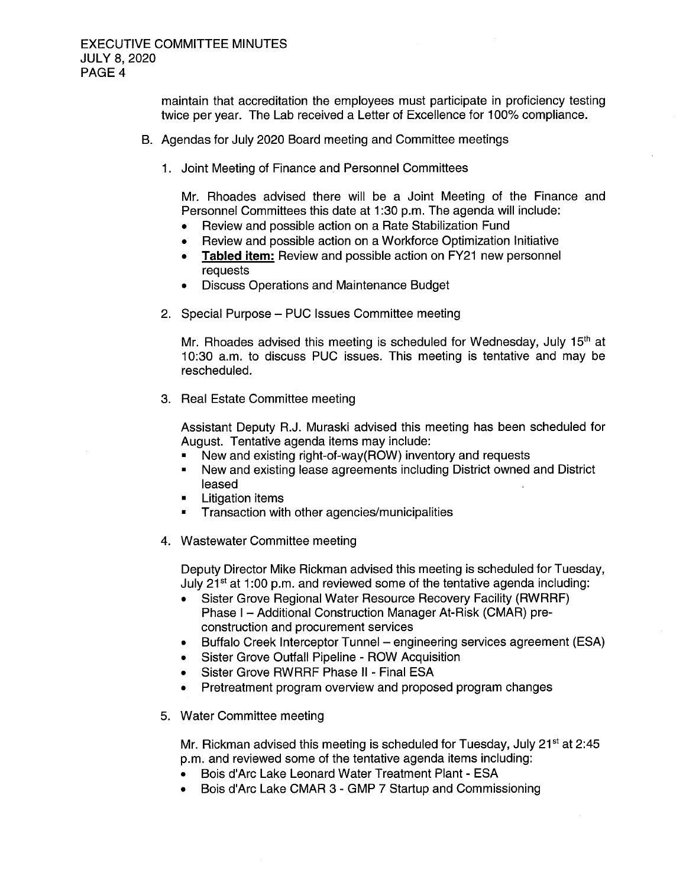maintain that accreditation the employees must participate in proficiency testing twice per year. The Lab received a Letter of Excellence for 100% compliance.

B. Agendas for July 2020 Board meeting and Committee meetings

   1. Joint Meeting of Finance and Personnel Committees

      Mr. Rhoades advised there will be a Joint Meeting of the Finance and Personnel Committees this date at 1:30 p.m. The agenda will include:
      - Review and possible action on a Rate Stabilization Fund
      - Review and possible action on a Workforce Optimization Initiative
      - **Tabled item:** Review and possible action on FY21 new personnel requests
      - Discuss Operations and Maintenance Budget

   2. Special Purpose – PUC Issues Committee meeting

      Mr. Rhoades advised this meeting is scheduled for Wednesday, July 15th at 10:30 a.m. to discuss PUC issues. This meeting is tentative and may be rescheduled.

   3. Real Estate Committee meeting

      Assistant Deputy R.J. Muraski advised this meeting has been scheduled for August. Tentative agenda items may include:
      - New and existing right-of-way(ROW) inventory and requests
      - New and existing lease agreements including District owned and District leased
      - Litigation items
      - Transaction with other agencies/municipalities

   4. Wastewater Committee meeting

      Deputy Director Mike Rickman advised this meeting is scheduled for Tuesday, July 21st at 1:00 p.m. and reviewed some of the tentative agenda including:
      - Sister Grove Regional Water Resource Recovery Facility (RWRRF) Phase I – Additional Construction Manager At-Risk (CMAR) pre-construction and procurement services
      - Buffalo Creek Interceptor Tunnel – engineering services agreement (ESA)
      - Sister Grove Outfall Pipeline - ROW Acquisition
      - Sister Grove RWRRF Phase II - Final ESA
      - Pretreatment program overview and proposed program changes

   5. Water Committee meeting

      Mr. Rickman advised this meeting is scheduled for Tuesday, July 21st at 2:45 p.m. and reviewed some of the tentative agenda items including:
      - Bois d'Arc Lake Leonard Water Treatment Plant - ESA
      - Bois d'Arc Lake CMAR 3 - GMP 7 Startup and Commissioning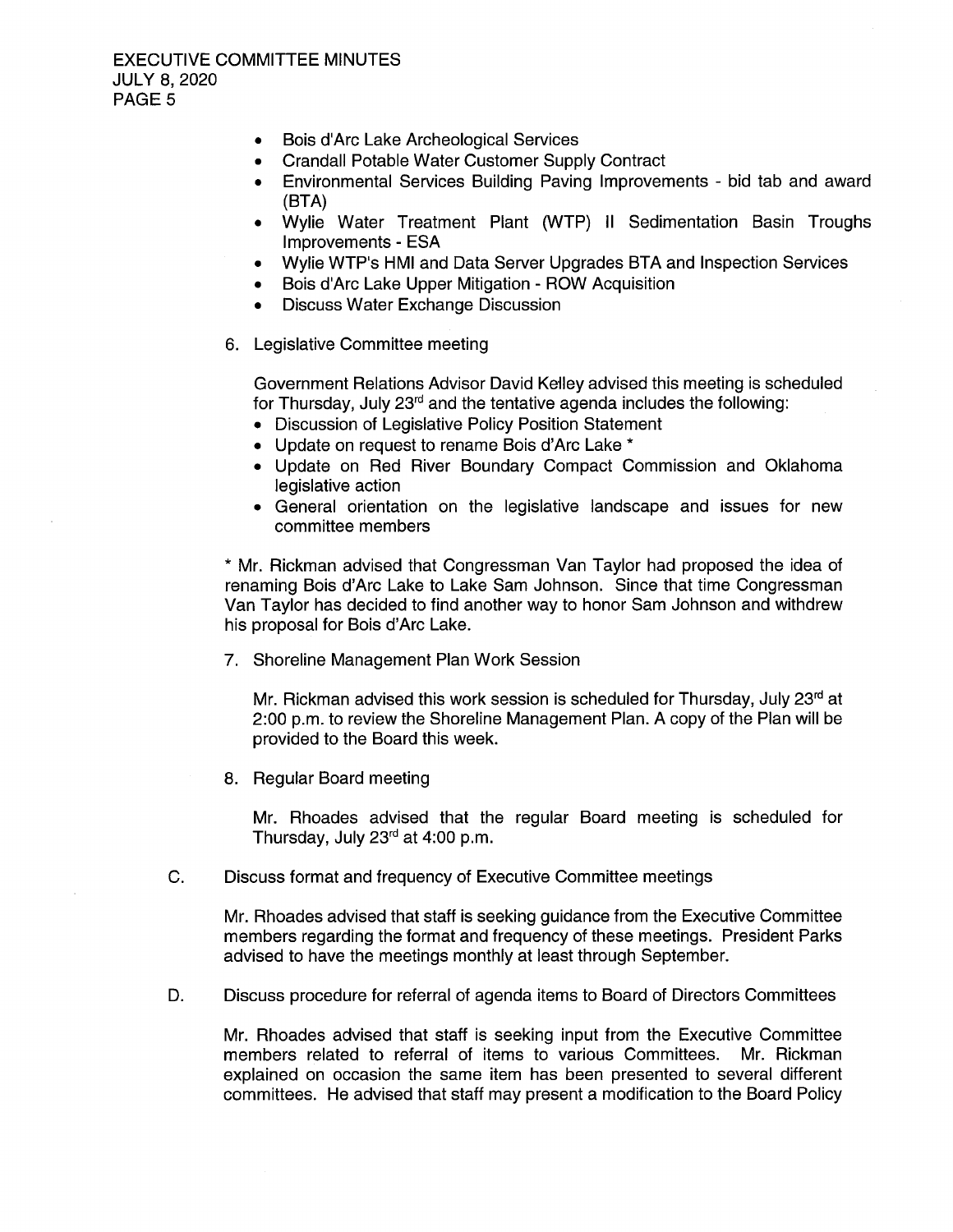- Bois d'Arc Lake Archeological Services
- Crandall Potable Water Customer Supply Contract
- Environmental Services Building Paving Improvements - bid tab and award (BTA)
- Wylie Water Treatment Plant (WTP) II Sedimentation Basin Troughs Improvements - ESA
- Wylie WTP's HMI and Data Server Upgrades BTA and Inspection Services
- Bois d'Arc Lake Upper Mitigation - ROW Acquisition
- Discuss Water Exchange Discussion

6. Legislative Committee meeting

   Government Relations Advisor David Kelley advised this meeting is scheduled for Thursday, July 23rd and the tentative agenda includes the following:
   - Discussion of Legislative Policy Position Statement
   - Update on request to rename Bois d'Arc Lake *
   - Update on Red River Boundary Compact Commission and Oklahoma legislative action
   - General orientation on the legislative landscape and issues for new committee members

   * Mr. Rickman advised that Congressman Van Taylor had proposed the idea of renaming Bois d'Arc Lake to Lake Sam Johnson. Since that time Congressman Van Taylor has decided to find another way to honor Sam Johnson and withdrew his proposal for Bois d'Arc Lake.

7. Shoreline Management Plan Work Session

   Mr. Rickman advised this work session is scheduled for Thursday, July 23rd at 2:00 p.m. to review the Shoreline Management Plan. A copy of the Plan will be provided to the Board this week.

8. Regular Board meeting

   Mr. Rhoades advised that the regular Board meeting is scheduled for Thursday, July 23rd at 4:00 p.m.

C. Discuss format and frequency of Executive Committee meetings

   Mr. Rhoades advised that staff is seeking guidance from the Executive Committee members regarding the format and frequency of these meetings. President Parks advised to have the meetings monthly at least through September.

D. Discuss procedure for referral of agenda items to Board of Directors Committees

   Mr. Rhoades advised that staff is seeking input from the Executive Committee members related to referral of items to various Committees. Mr. Rickman explained on occasion the same item has been presented to several different committees. He advised that staff may present a modification to the Board Policy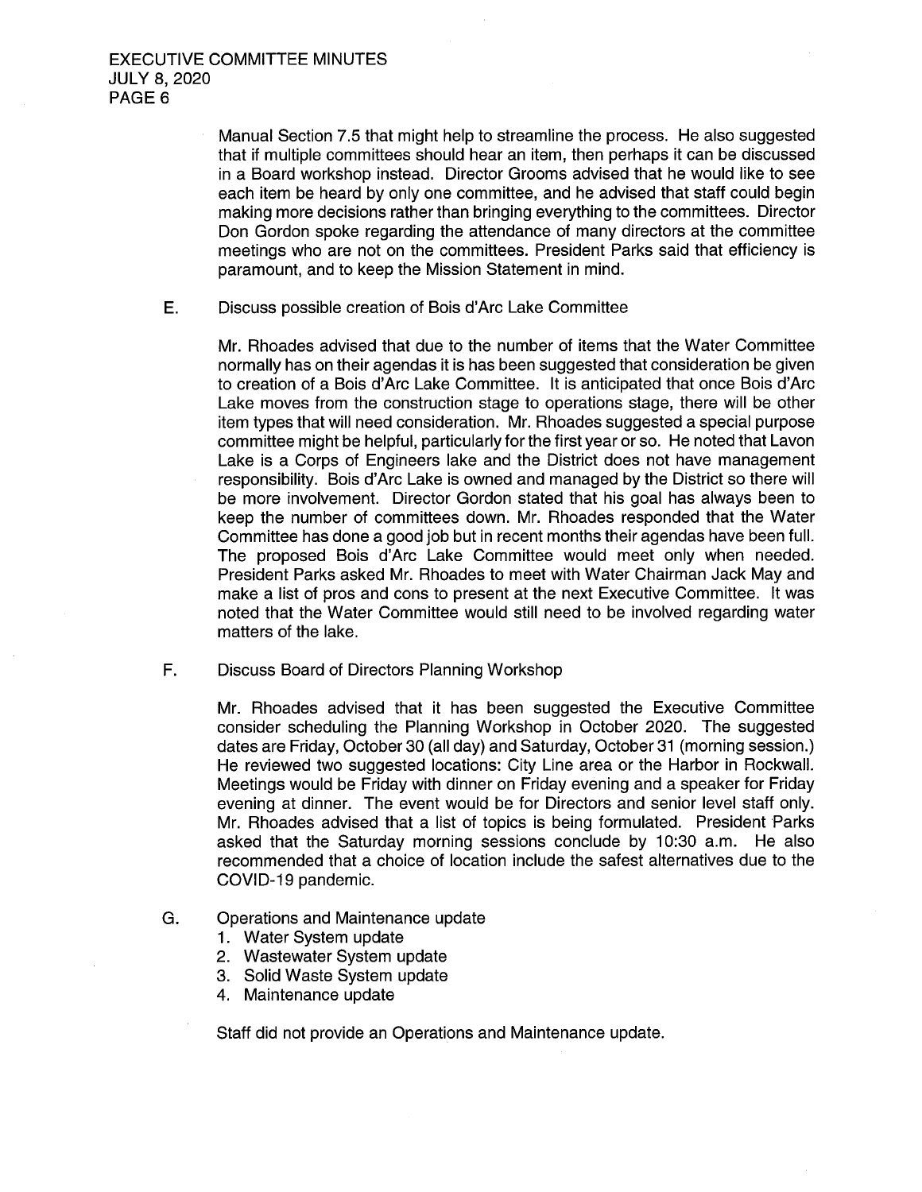Manual Section 7.5 that might help to streamline the process. He also suggested that if multiple committees should hear an item, then perhaps it can be discussed in a Board workshop instead. Director Grooms advised that he would like to see each item be heard by only one committee, and he advised that staff could begin making more decisions rather than bringing everything to the committees. Director Don Gordon spoke regarding the attendance of many directors at the committee meetings who are not on the committees. President Parks said that efficiency is paramount, and to keep the Mission Statement in mind.

E. Discuss possible creation of Bois d'Arc Lake Committee

Mr. Rhoades advised that due to the number of items that the Water Committee normally has on their agendas it is has been suggested that consideration be given to creation of a Bois d'Arc Lake Committee. It is anticipated that once Bois d'Arc Lake moves from the construction stage to operations stage, there will be other item types that will need consideration. Mr. Rhoades suggested a special purpose committee might be helpful, particularly for the first year or so. He noted that Lavon Lake is a Corps of Engineers lake and the District does not have management responsibility. Bois d'Arc Lake is owned and managed by the District so there will be more involvement. Director Gordon stated that his goal has always been to keep the number of committees down. Mr. Rhoades responded that the Water Committee has done a good job but in recent months their agendas have been full. The proposed Bois d'Arc Lake Committee would meet only when needed. President Parks asked Mr. Rhoades to meet with Water Chairman Jack May and make a list of pros and cons to present at the next Executive Committee. It was noted that the Water Committee would still need to be involved regarding water matters of the lake.

F. Discuss Board of Directors Planning Workshop

Mr. Rhoades advised that it has been suggested the Executive Committee consider scheduling the Planning Workshop in October 2020. The suggested dates are Friday, October 30 (all day) and Saturday, October 31 (morning session.) He reviewed two suggested locations: City Line area or the Harbor in Rockwall. Meetings would be Friday with dinner on Friday evening and a speaker for Friday evening at dinner. The event would be for Directors and senior level staff only. Mr. Rhoades advised that a list of topics is being formulated. President Parks asked that the Saturday morning sessions conclude by 10:30 a.m. He also recommended that a choice of location include the safest alternatives due to the COVID-19 pandemic.

G. Operations and Maintenance update
1. Water System update
2. Wastewater System update
3. Solid Waste System update
4. Maintenance update

Staff did not provide an Operations and Maintenance update.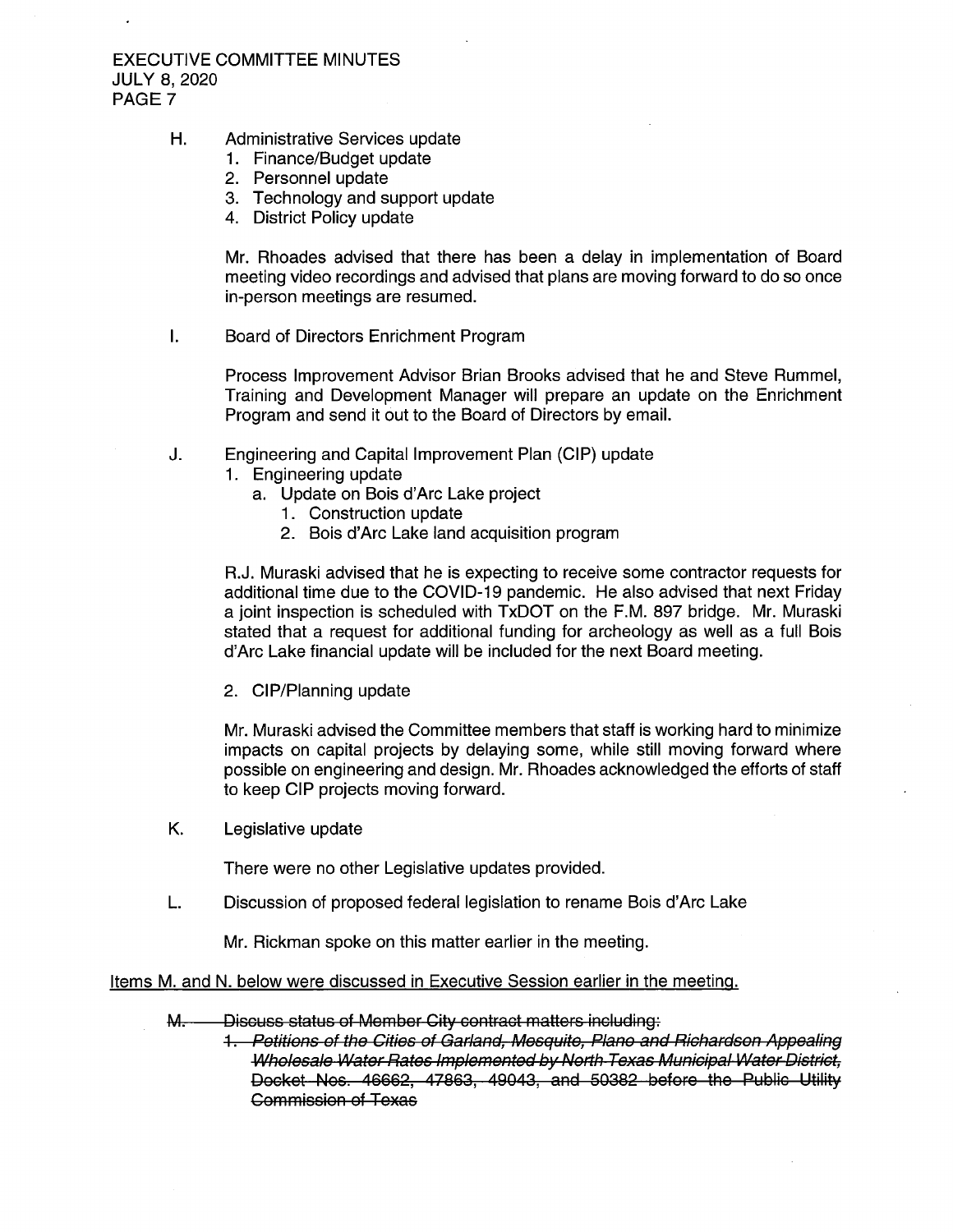H. Administrative Services update
   1. Finance/Budget update
   2. Personnel update
   3. Technology and support update
   4. District Policy update

   Mr. Rhoades advised that there has been a delay in implementation of Board meeting video recordings and advised that plans are moving forward to do so once in-person meetings are resumed.

I. Board of Directors Enrichment Program

   Process Improvement Advisor Brian Brooks advised that he and Steve Rummel, Training and Development Manager will prepare an update on the Enrichment Program and send it out to the Board of Directors by email.

J. Engineering and Capital Improvement Plan (CIP) update
   1. Engineering update
      a. Update on Bois d'Arc Lake project
         1. Construction update
         2. Bois d'Arc Lake land acquisition program

   R.J. Muraski advised that he is expecting to receive some contractor requests for additional time due to the COVID-19 pandemic. He also advised that next Friday a joint inspection is scheduled with TxDOT on the F.M. 897 bridge. Mr. Muraski stated that a request for additional funding for archeology as well as a full Bois d'Arc Lake financial update will be included for the next Board meeting.

   2. CIP/Planning update

   Mr. Muraski advised the Committee members that staff is working hard to minimize impacts on capital projects by delaying some, while still moving forward where possible on engineering and design. Mr. Rhoades acknowledged the efforts of staff to keep CIP projects moving forward.

K. Legislative update

   There were no other Legislative updates provided.

L. Discussion of proposed federal legislation to rename Bois d'Arc Lake

   Mr. Rickman spoke on this matter earlier in the meeting.

<u>Items M. and N. below were discussed in Executive Session earlier in the meeting.</u>

~~M. Discuss status of Member City contract matters including:~~
   ~~1. *Petitions of the Cities of Garland, Mesquite, Plano and Richardson Appealing Wholesale Water Rates Implemented by North Texas Municipal Water District,* Docket Nos. 46662, 47863, 49043, and 50382 before the Public Utility Commission of Texas~~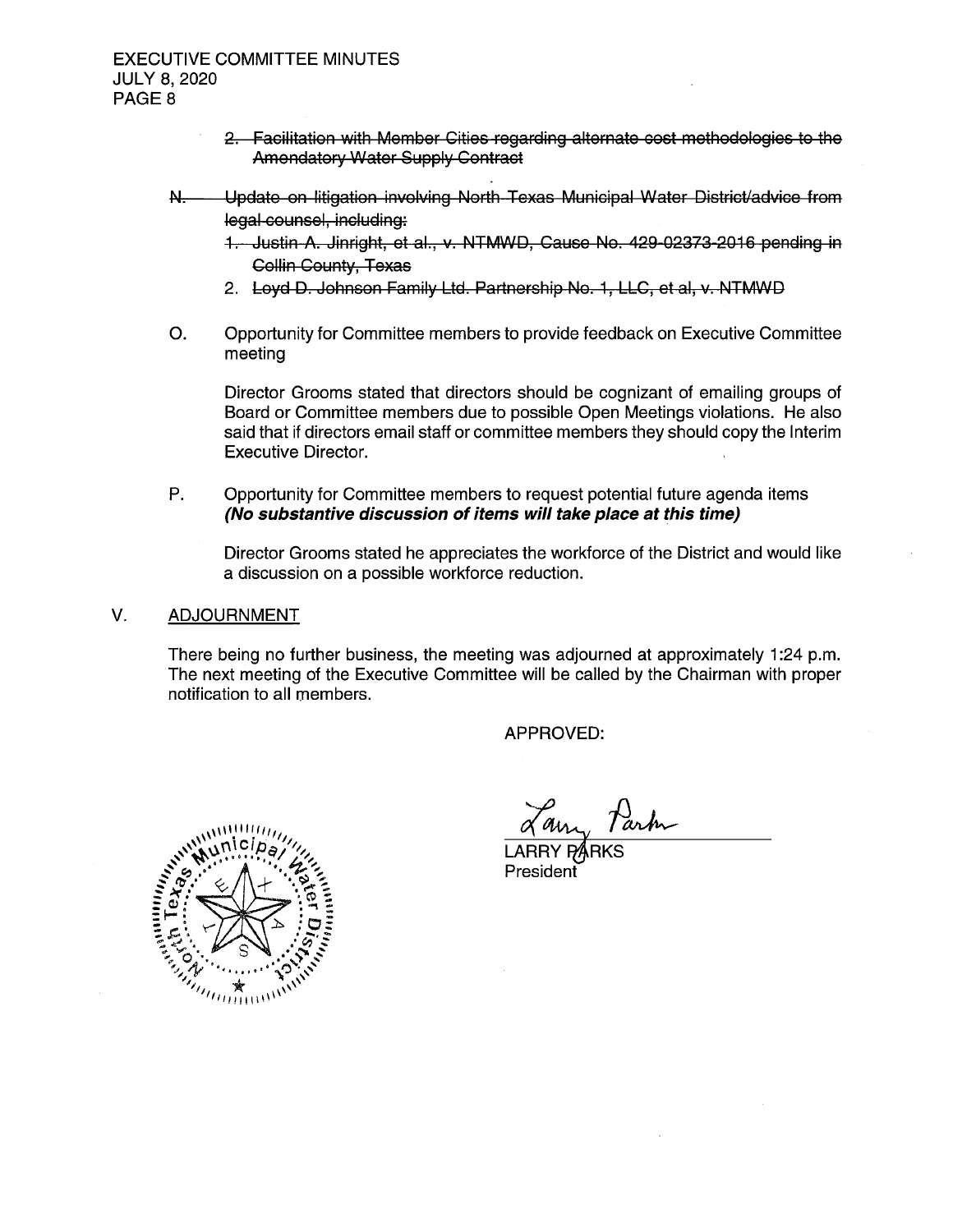2. ~~Facilitation with Member Cities regarding alternate cost methodologies to the Amendatory Water Supply Contract~~

N. ~~Update on litigation involving North Texas Municipal Water District/advice from legal counsel, including:~~

1. ~~Justin A. Jinright, et al., v. NTMWD, Cause No. 429-02373-2016 pending in Collin County, Texas~~
2. ~~Loyd D. Johnson Family Ltd. Partnership No. 1, LLC, et al, v. NTMWD~~

O. Opportunity for Committee members to provide feedback on Executive Committee meeting

Director Grooms stated that directors should be cognizant of emailing groups of Board or Committee members due to possible Open Meetings violations. He also said that if directors email staff or committee members they should copy the Interim Executive Director.

P. Opportunity for Committee members to request potential future agenda items ***(No substantive discussion of items will take place at this time)***

Director Grooms stated he appreciates the workforce of the District and would like a discussion on a possible workforce reduction.

## V. ADJOURNMENT

There being no further business, the meeting was adjourned at approximately 1:24 p.m. The next meeting of the Executive Committee will be called by the Chairman with proper notification to all members.

APPROVED:

LARRY PARKS
President